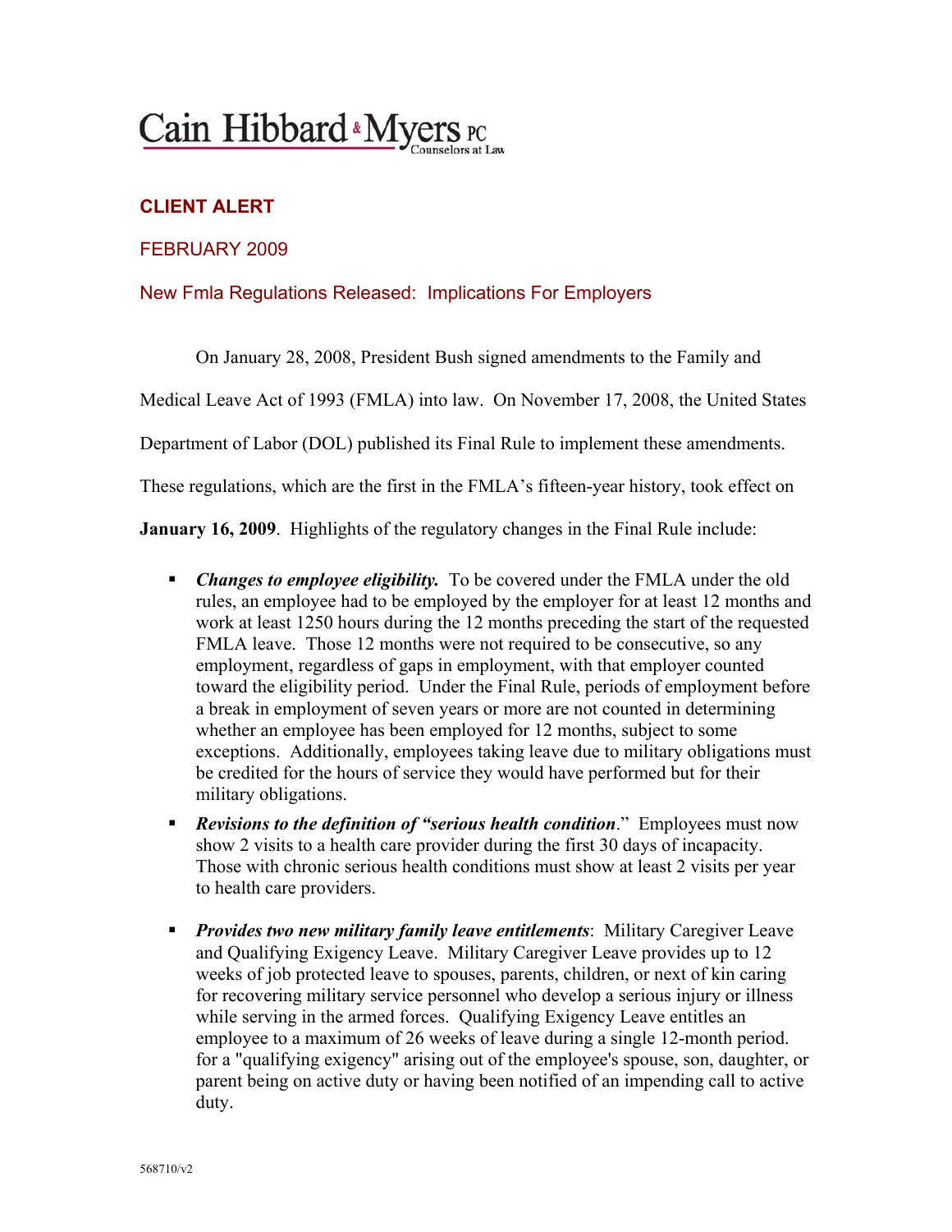Cain Hibbard & Myers PC
Counselors at Law

## CLIENT ALERT

FEBRUARY 2009

### New Fmla Regulations Released: Implications For Employers

On January 28, 2008, President Bush signed amendments to the Family and Medical Leave Act of 1993 (FMLA) into law. On November 17, 2008, the United States Department of Labor (DOL) published its Final Rule to implement these amendments. These regulations, which are the first in the FMLA's fifteen-year history, took effect on **January 16, 2009**. Highlights of the regulatory changes in the Final Rule include:

- ***Changes to employee eligibility.*** To be covered under the FMLA under the old rules, an employee had to be employed by the employer for at least 12 months and work at least 1250 hours during the 12 months preceding the start of the requested FMLA leave. Those 12 months were not required to be consecutive, so any employment, regardless of gaps in employment, with that employer counted toward the eligibility period. Under the Final Rule, periods of employment before a break in employment of seven years or more are not counted in determining whether an employee has been employed for 12 months, subject to some exceptions. Additionally, employees taking leave due to military obligations must be credited for the hours of service they would have performed but for their military obligations.
- ***Revisions to the definition of "serious health condition*****.**" Employees must now show 2 visits to a health care provider during the first 30 days of incapacity. Those with chronic serious health conditions must show at least 2 visits per year to health care providers.
- ***Provides two new military family leave entitlements***: Military Caregiver Leave and Qualifying Exigency Leave. Military Caregiver Leave provides up to 12 weeks of job protected leave to spouses, parents, children, or next of kin caring for recovering military service personnel who develop a serious injury or illness while serving in the armed forces. Qualifying Exigency Leave entitles an employee to a maximum of 26 weeks of leave during a single 12-month period. for a "qualifying exigency" arising out of the employee's spouse, son, daughter, or parent being on active duty or having been notified of an impending call to active duty.

568710/v2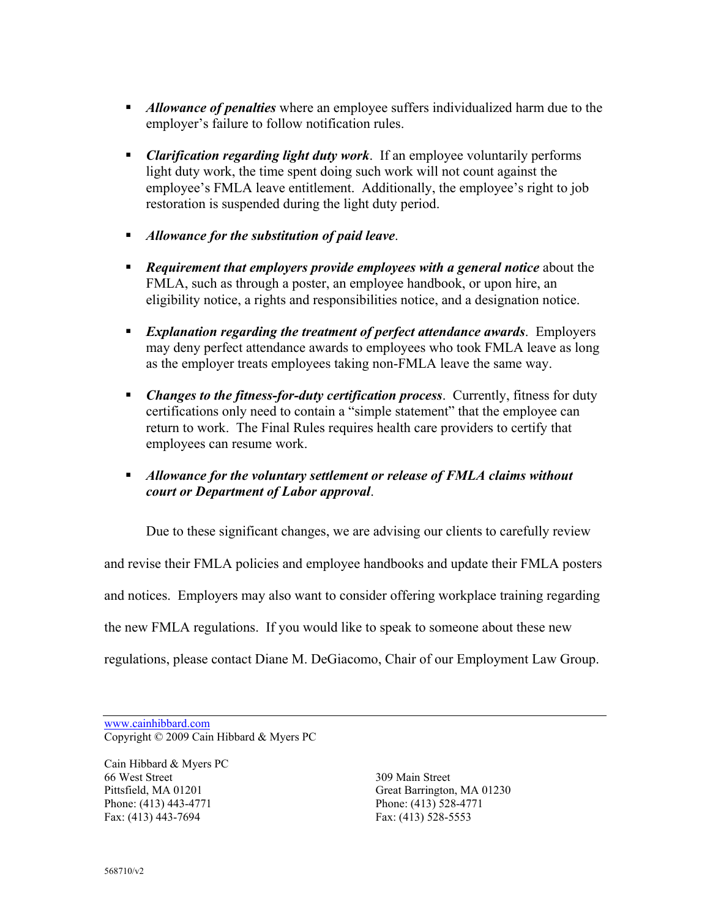- ***Allowance of penalties*** where an employee suffers individualized harm due to the employer's failure to follow notification rules.

- ***Clarification regarding light duty work***. If an employee voluntarily performs light duty work, the time spent doing such work will not count against the employee's FMLA leave entitlement. Additionally, the employee's right to job restoration is suspended during the light duty period.

- ***Allowance for the substitution of paid leave***.

- ***Requirement that employers provide employees with a general notice*** about the FMLA, such as through a poster, an employee handbook, or upon hire, an eligibility notice, a rights and responsibilities notice, and a designation notice.

- ***Explanation regarding the treatment of perfect attendance awards***. Employers may deny perfect attendance awards to employees who took FMLA leave as long as the employer treats employees taking non-FMLA leave the same way.

- ***Changes to the fitness-for-duty certification process***. Currently, fitness for duty certifications only need to contain a "simple statement" that the employee can return to work. The Final Rules requires health care providers to certify that employees can resume work.

- ***Allowance for the voluntary settlement or release of FMLA claims without court or Department of Labor approval***.

Due to these significant changes, we are advising our clients to carefully review and revise their FMLA policies and employee handbooks and update their FMLA posters and notices. Employers may also want to consider offering workplace training regarding the new FMLA regulations. If you would like to speak to someone about these new regulations, please contact Diane M. DeGiacomo, Chair of our Employment Law Group.

---

www.cainhibbard.com
Copyright © 2009 Cain Hibbard & Myers PC

Cain Hibbard & Myers PC
66 West Street
Pittsfield, MA 01201
Phone: (413) 443-4771
Fax: (413) 443-7694

309 Main Street
Great Barrington, MA 01230
Phone: (413) 528-4771
Fax: (413) 528-5553

568710/v2